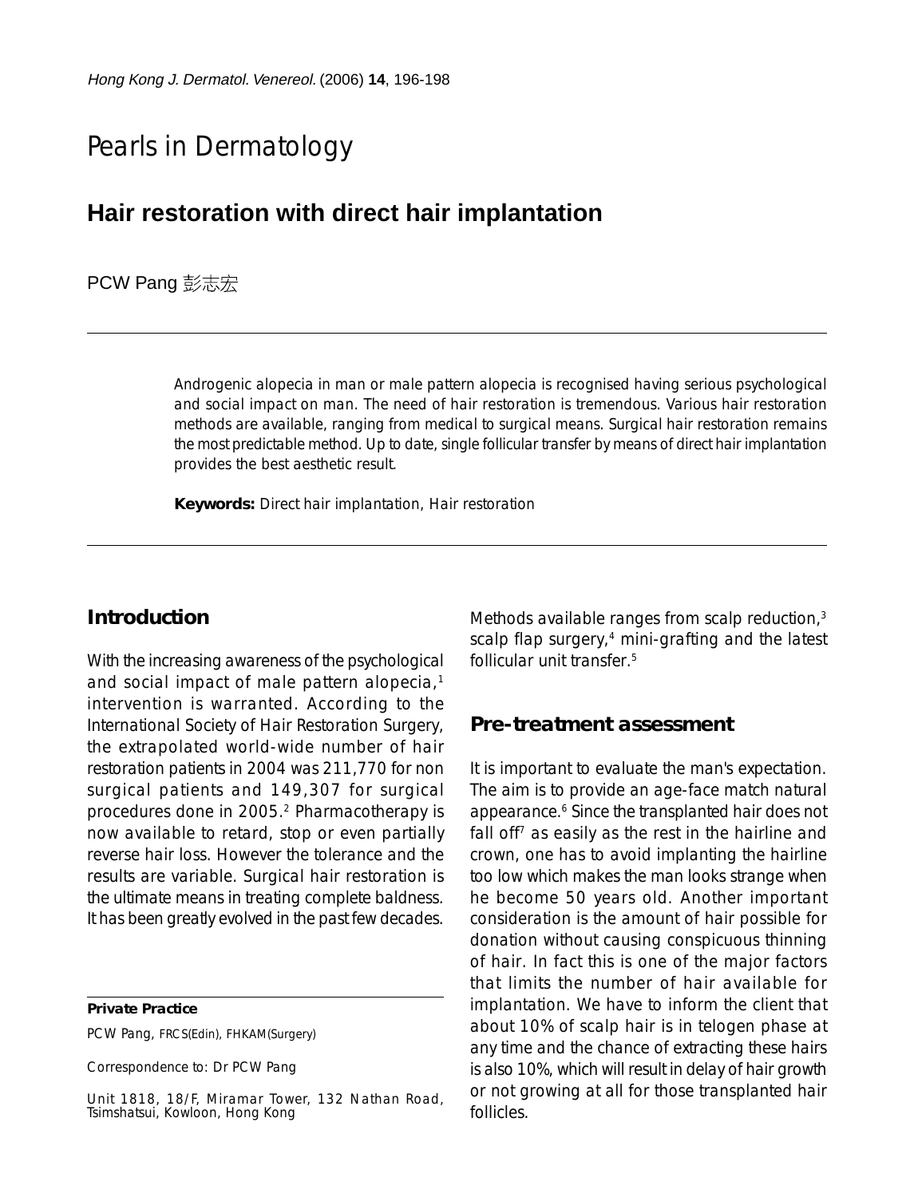# Pearls in Dermatology

## Hair restoration with direct hair implantation

PCW Pang 彭志宏

Androgenic alopecia in man or male pattern alopecia is recognised having serious psychological and social impact on man. The need of hair restoration is tremendous. Various hair restoration methods are available, ranging from medical to surgical means. Surgical hair restoration remains the most predictable method. Up to date, single follicular transfer by means of direct hair implantation provides the best aesthetic result.

**Keywords:** Direct hair implantation, Hair restoration

### Introduction

With the increasing awareness of the psychological and social impact of male pattern alopecia,[1] intervention is warranted. According to the International Society of Hair Restoration Surgery, the extrapolated world-wide number of hair restoration patients in 2004 was 211,770 for non surgical patients and 149,307 for surgical procedures done in 2005.[2] Pharmacotherapy is now available to retard, stop or even partially reverse hair loss. However the tolerance and the results are variable. Surgical hair restoration is the ultimate means in treating complete baldness. It has been greatly evolved in the past few decades. Methods available ranges from scalp reduction,[3] scalp flap surgery,[4] mini-grafting and the latest follicular unit transfer.[5]

### Pre-treatment assessment

It is important to evaluate the man's expectation. The aim is to provide an age-face match natural appearance.[6] Since the transplanted hair does not fall off[7] as easily as the rest in the hairline and crown, one has to avoid implanting the hairline too low which makes the man looks strange when he become 50 years old. Another important consideration is the amount of hair possible for donation without causing conspicuous thinning of hair. In fact this is one of the major factors that limits the number of hair available for implantation. We have to inform the client that about 10% of scalp hair is in telogen phase at any time and the chance of extracting these hairs is also 10%, which will result in delay of hair growth or not growing at all for those transplanted hair follicles.

**Private Practice**

PCW Pang, FRCS(Edin), FHKAM(Surgery)

Correspondence to: Dr PCW Pang

Unit 1818, 18/F, Miramar Tower, 132 Nathan Road, Tsimshatsui, Kowloon, Hong Kong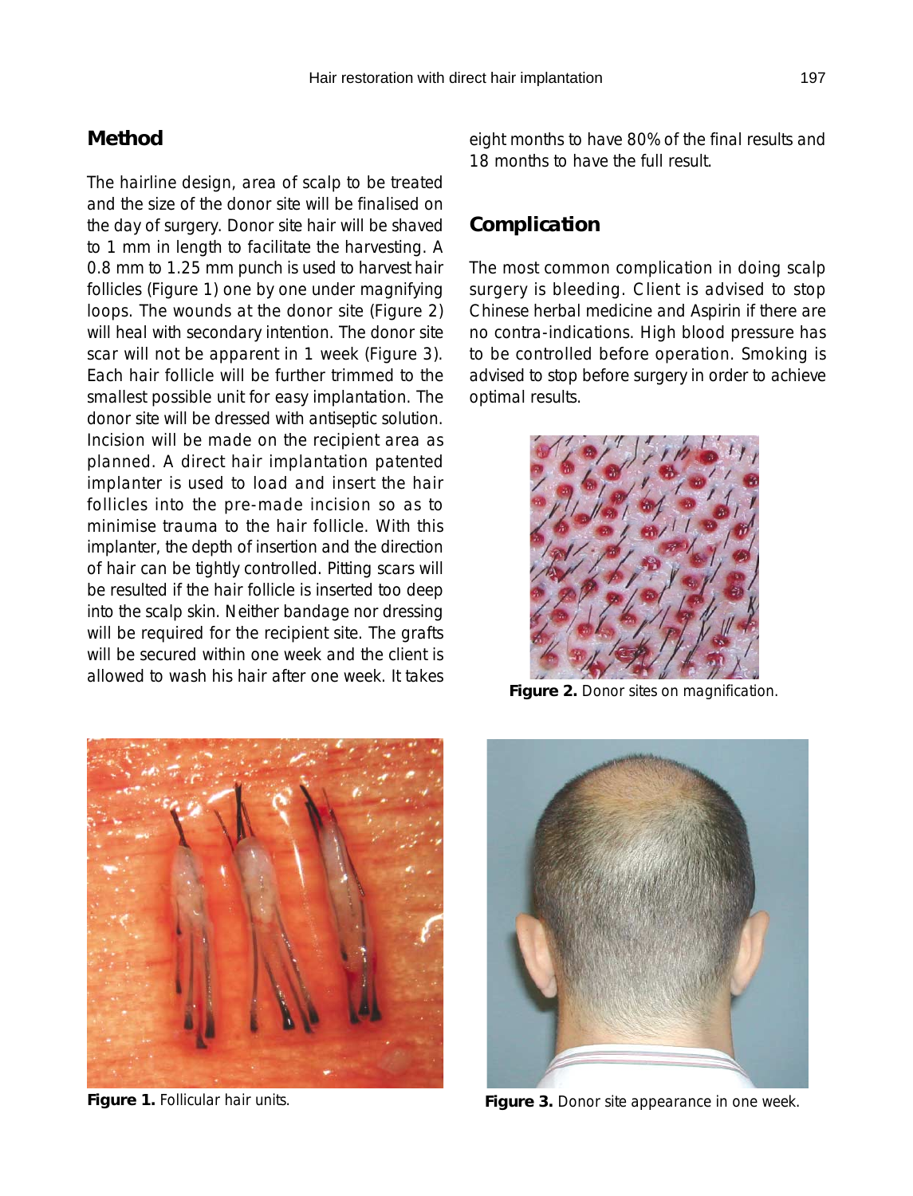## Method

The hairline design, area of scalp to be treated and the size of the donor site will be finalised on the day of surgery. Donor site hair will be shaved to 1 mm in length to facilitate the harvesting. A 0.8 mm to 1.25 mm punch is used to harvest hair follicles (Figure 1) one by one under magnifying loops. The wounds at the donor site (Figure 2) will heal with secondary intention. The donor site scar will not be apparent in 1 week (Figure 3). Each hair follicle will be further trimmed to the smallest possible unit for easy implantation. The donor site will be dressed with antiseptic solution. Incision will be made on the recipient area as planned. A direct hair implantation patented implanter is used to load and insert the hair follicles into the pre-made incision so as to minimise trauma to the hair follicle. With this implanter, the depth of insertion and the direction of hair can be tightly controlled. Pitting scars will be resulted if the hair follicle is inserted too deep into the scalp skin. Neither bandage nor dressing will be required for the recipient site. The grafts will be secured within one week and the client is allowed to wash his hair after one week. It takes eight months to have 80% of the final results and 18 months to have the full result.

## Complication

The most common complication in doing scalp surgery is bleeding. Client is advised to stop Chinese herbal medicine and Aspirin if there are no contra-indications. High blood pressure has to be controlled before operation. Smoking is advised to stop before surgery in order to achieve optimal results.

**Figure 2.** Donor sites on magnification.

**Figure 1.** Follicular hair units.

**Figure 3.** Donor site appearance in one week.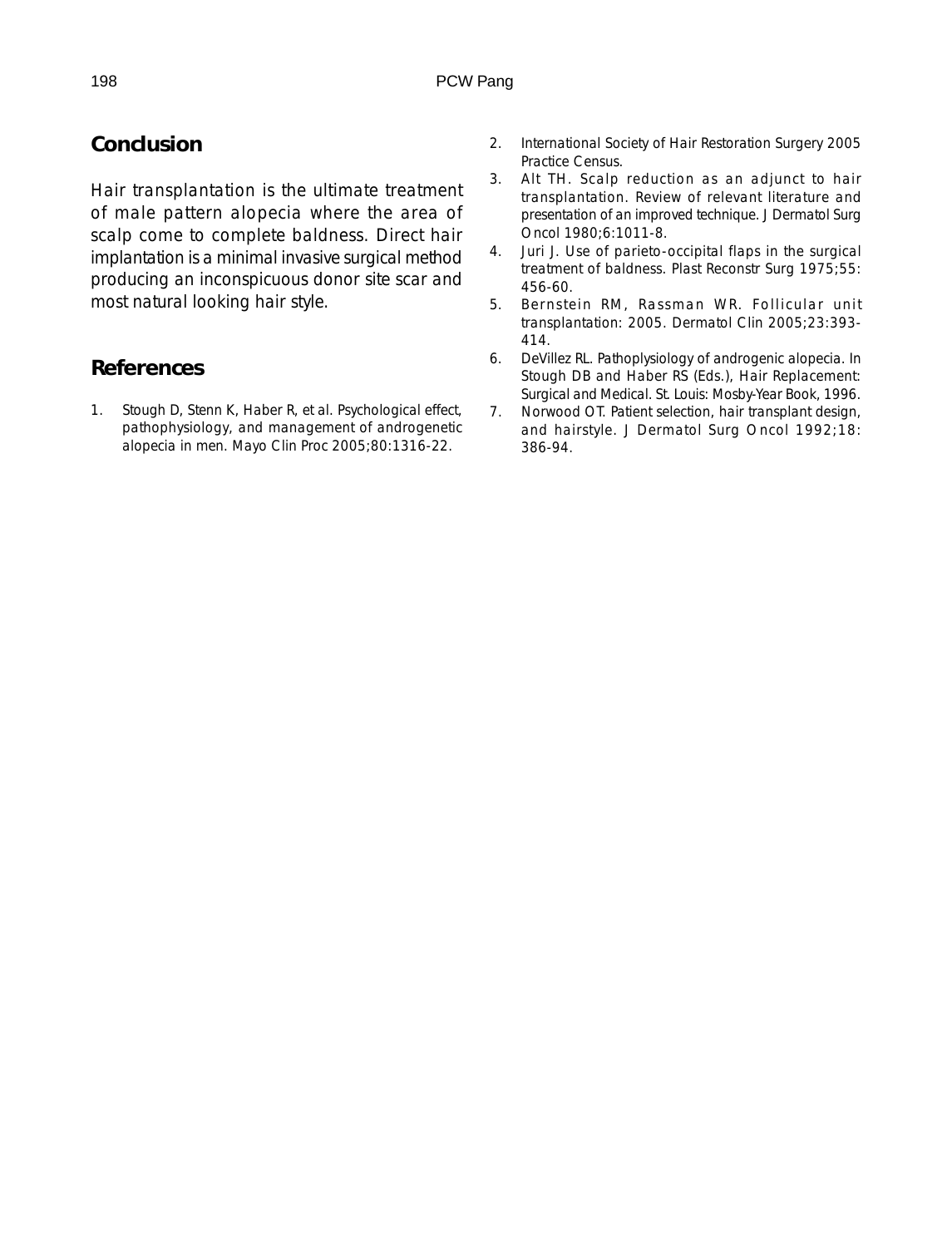## Conclusion

Hair transplantation is the ultimate treatment of male pattern alopecia where the area of scalp come to complete baldness. Direct hair implantation is a minimal invasive surgical method producing an inconspicuous donor site scar and most natural looking hair style.

## References

1. Stough D, Stenn K, Haber R, et al. Psychological effect, pathophysiology, and management of androgenetic alopecia in men. Mayo Clin Proc 2005;80:1316-22.
2. International Society of Hair Restoration Surgery 2005 Practice Census.
3. Alt TH. Scalp reduction as an adjunct to hair transplantation. Review of relevant literature and presentation of an improved technique. J Dermatol Surg Oncol 1980;6:1011-8.
4. Juri J. Use of parieto-occipital flaps in the surgical treatment of baldness. Plast Reconstr Surg 1975;55: 456-60.
5. Bernstein RM, Rassman WR. Follicular unit transplantation: 2005. Dermatol Clin 2005;23:393-414.
6. DeVillez RL. Pathoplysiology of androgenic alopecia. In Stough DB and Haber RS (Eds.), Hair Replacement: Surgical and Medical. St. Louis: Mosby-Year Book, 1996.
7. Norwood OT. Patient selection, hair transplant design, and hairstyle. J Dermatol Surg Oncol 1992;18: 386-94.